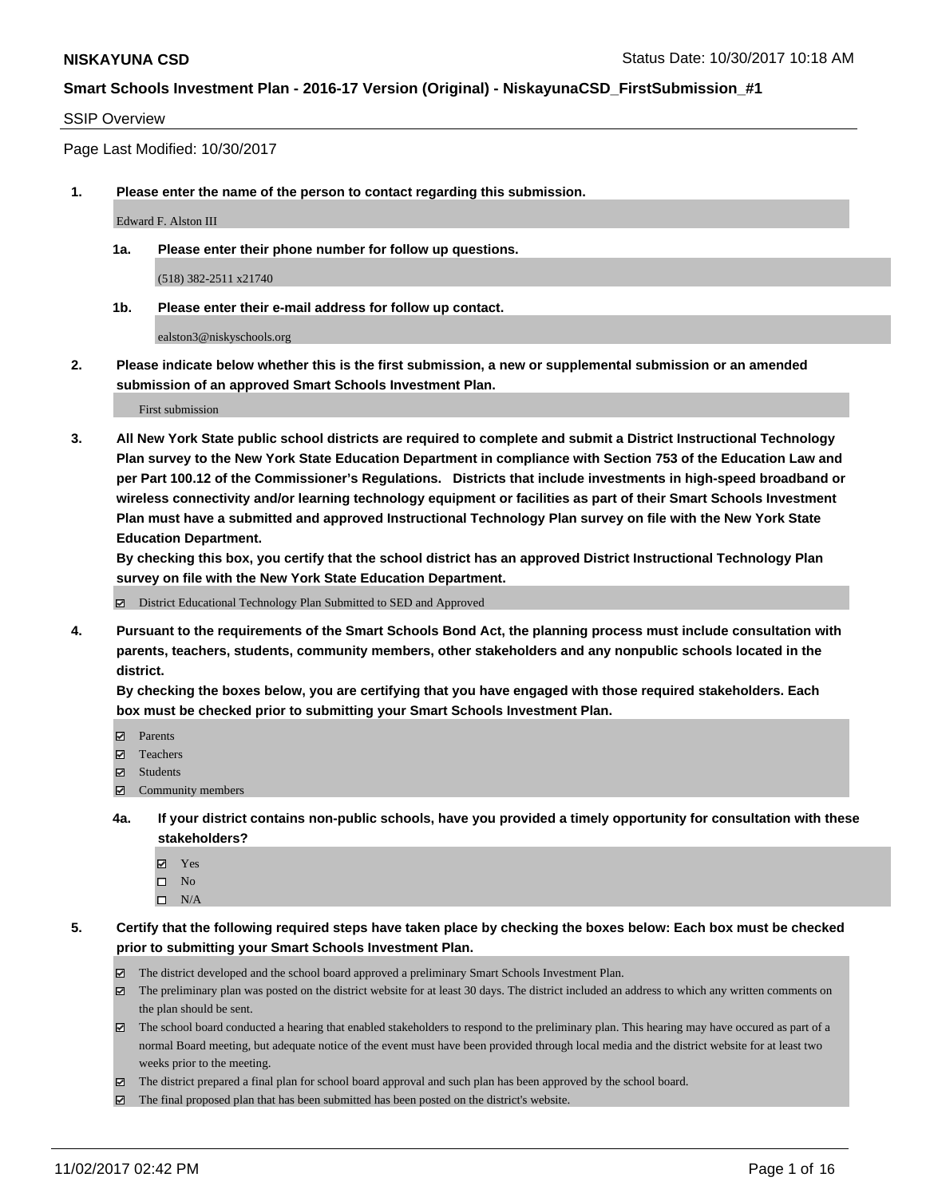**NISKAYUNA CSD**

Status Date: 10/30/2017 10:18 AM

**Smart Schools Investment Plan - 2016-17 Version (Original) - NiskayunaCSD_FirstSubmission_#1**

SSIP Overview

Page Last Modified: 10/30/2017

**1. Please enter the name of the person to contact regarding this submission.**

Edward F. Alston III

**1a. Please enter their phone number for follow up questions.**

(518) 382-2511 x21740

**1b. Please enter their e-mail address for follow up contact.**

ealston3@niskyschools.org

**2. Please indicate below whether this is the first submission, a new or supplemental submission or an amended submission of an approved Smart Schools Investment Plan.**

First submission

**3. All New York State public school districts are required to complete and submit a District Instructional Technology Plan survey to the New York State Education Department in compliance with Section 753 of the Education Law and per Part 100.12 of the Commissioner's Regulations. Districts that include investments in high-speed broadband or wireless connectivity and/or learning technology equipment or facilities as part of their Smart Schools Investment Plan must have a submitted and approved Instructional Technology Plan survey on file with the New York State Education Department.**
**By checking this box, you certify that the school district has an approved District Instructional Technology Plan survey on file with the New York State Education Department.**

☑ District Educational Technology Plan Submitted to SED and Approved

**4. Pursuant to the requirements of the Smart Schools Bond Act, the planning process must include consultation with parents, teachers, students, community members, other stakeholders and any nonpublic schools located in the district.**
**By checking the boxes below, you are certifying that you have engaged with those required stakeholders. Each box must be checked prior to submitting your Smart Schools Investment Plan.**

☑ Parents
☑ Teachers
☑ Students
☑ Community members

**4a. If your district contains non-public schools, have you provided a timely opportunity for consultation with these stakeholders?**

☑ Yes
☐ No
☐ N/A

**5. Certify that the following required steps have taken place by checking the boxes below: Each box must be checked prior to submitting your Smart Schools Investment Plan.**

☑ The district developed and the school board approved a preliminary Smart Schools Investment Plan.
☑ The preliminary plan was posted on the district website for at least 30 days. The district included an address to which any written comments on the plan should be sent.
☑ The school board conducted a hearing that enabled stakeholders to respond to the preliminary plan. This hearing may have occured as part of a normal Board meeting, but adequate notice of the event must have been provided through local media and the district website for at least two weeks prior to the meeting.
☑ The district prepared a final plan for school board approval and such plan has been approved by the school board.
☑ The final proposed plan that has been submitted has been posted on the district's website.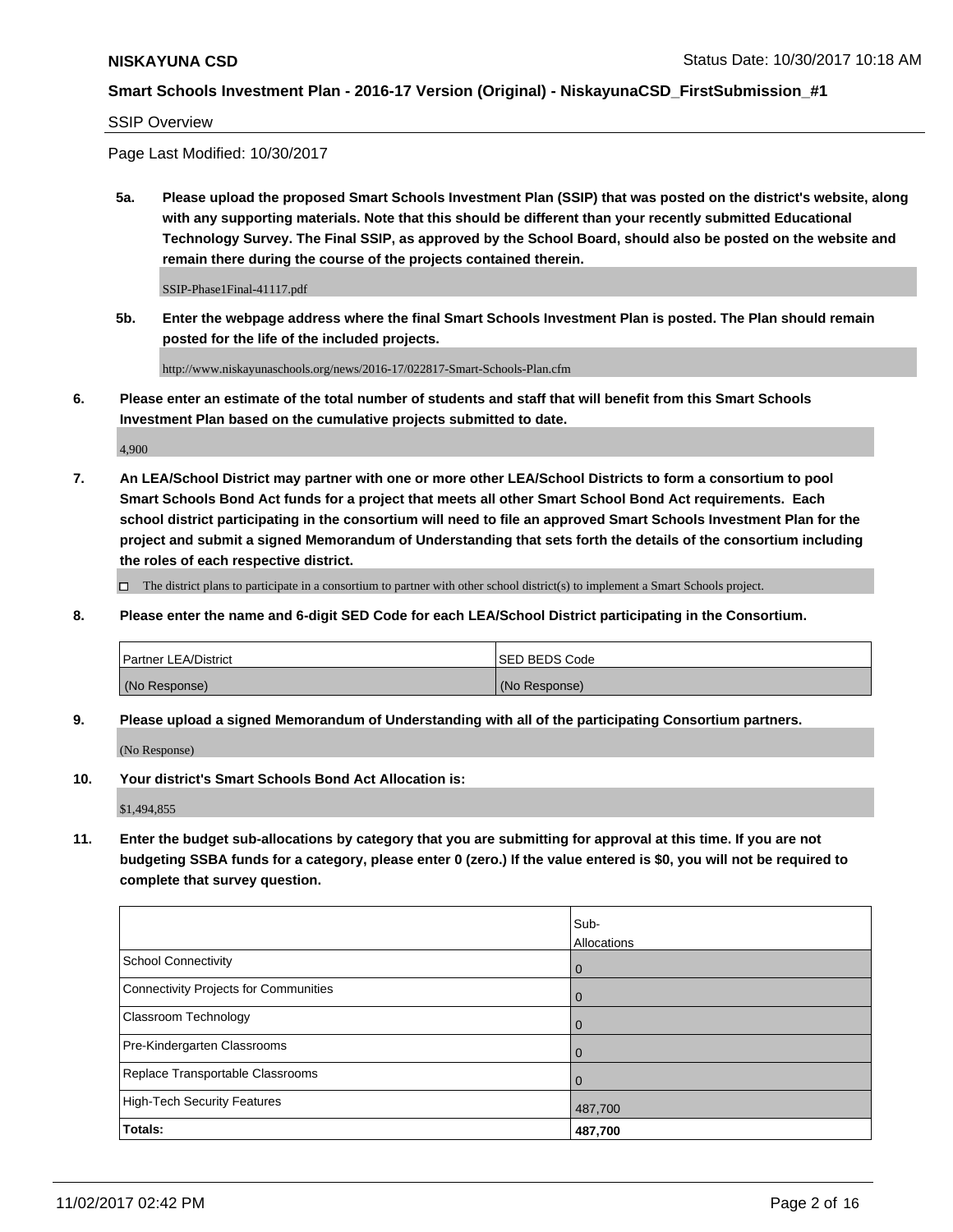**NISKAYUNA CSD** Status Date: 10/30/2017 10:18 AM

**Smart Schools Investment Plan - 2016-17 Version (Original) - NiskayunaCSD_FirstSubmission_#1**

SSIP Overview

Page Last Modified: 10/30/2017

**5a. Please upload the proposed Smart Schools Investment Plan (SSIP) that was posted on the district's website, along with any supporting materials. Note that this should be different than your recently submitted Educational Technology Survey. The Final SSIP, as approved by the School Board, should also be posted on the website and remain there during the course of the projects contained therein.**

SSIP-Phase1Final-41117.pdf

**5b. Enter the webpage address where the final Smart Schools Investment Plan is posted. The Plan should remain posted for the life of the included projects.**

http://www.niskayunaschools.org/news/2016-17/022817-Smart-Schools-Plan.cfm

**6. Please enter an estimate of the total number of students and staff that will benefit from this Smart Schools Investment Plan based on the cumulative projects submitted to date.**

4,900

**7. An LEA/School District may partner with one or more other LEA/School Districts to form a consortium to pool Smart Schools Bond Act funds for a project that meets all other Smart School Bond Act requirements. Each school district participating in the consortium will need to file an approved Smart Schools Investment Plan for the project and submit a signed Memorandum of Understanding that sets forth the details of the consortium including the roles of each respective district.**

☐ The district plans to participate in a consortium to partner with other school district(s) to implement a Smart Schools project.

**8. Please enter the name and 6-digit SED Code for each LEA/School District participating in the Consortium.**

| Partner LEA/District | SED BEDS Code |
|---|---|
| (No Response) | (No Response) |

**9. Please upload a signed Memorandum of Understanding with all of the participating Consortium partners.**

(No Response)

**10. Your district's Smart Schools Bond Act Allocation is:**

$1,494,855

**11. Enter the budget sub-allocations by category that you are submitting for approval at this time. If you are not budgeting SSBA funds for a category, please enter 0 (zero.) If the value entered is $0, you will not be required to complete that survey question.**

| | Sub-Allocations |
|---|---|
| School Connectivity | 0 |
| Connectivity Projects for Communities | 0 |
| Classroom Technology | 0 |
| Pre-Kindergarten Classrooms | 0 |
| Replace Transportable Classrooms | 0 |
| High-Tech Security Features | 487,700 |
| **Totals:** | **487,700** |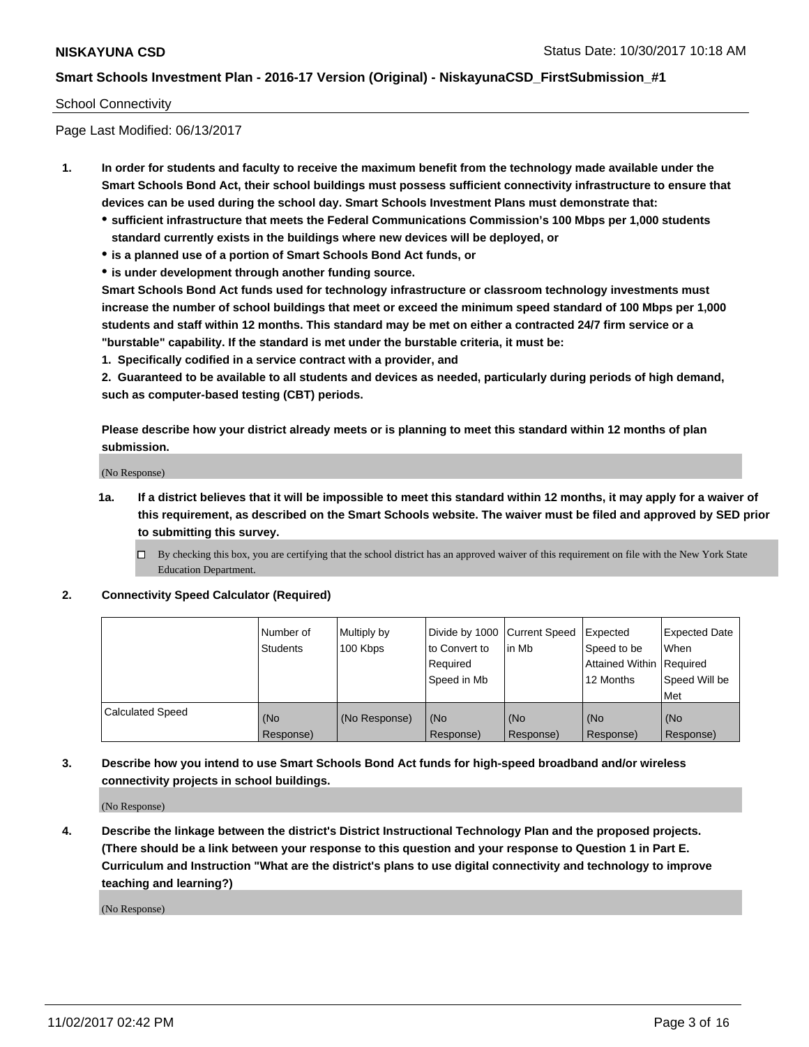**NISKAYUNA CSD**

**Smart Schools Investment Plan - 2016-17 Version (Original) - NiskayunaCSD_FirstSubmission_#1**

School Connectivity

Page Last Modified: 06/13/2017

1. **In order for students and faculty to receive the maximum benefit from the technology made available under the Smart Schools Bond Act, their school buildings must possess sufficient connectivity infrastructure to ensure that devices can be used during the school day. Smart Schools Investment Plans must demonstrate that:**
   - **sufficient infrastructure that meets the Federal Communications Commission's 100 Mbps per 1,000 students standard currently exists in the buildings where new devices will be deployed, or**
   - **is a planned use of a portion of Smart Schools Bond Act funds, or**
   - **is under development through another funding source.**

   **Smart Schools Bond Act funds used for technology infrastructure or classroom technology investments must increase the number of school buildings that meet or exceed the minimum speed standard of 100 Mbps per 1,000 students and staff within 12 months. This standard may be met on either a contracted 24/7 firm service or a "burstable" capability. If the standard is met under the burstable criteria, it must be:**

   **1. Specifically codified in a service contract with a provider, and**

   **2. Guaranteed to be available to all students and devices as needed, particularly during periods of high demand, such as computer-based testing (CBT) periods.**

   **Please describe how your district already meets or is planning to meet this standard within 12 months of plan submission.**

   (No Response)

   **1a. If a district believes that it will be impossible to meet this standard within 12 months, it may apply for a waiver of this requirement, as described on the Smart Schools website. The waiver must be filed and approved by SED prior to submitting this survey.**

   ☐ By checking this box, you are certifying that the school district has an approved waiver of this requirement on file with the New York State Education Department.

2. **Connectivity Speed Calculator (Required)**

| | Number of Students | Multiply by 100 Kbps | Divide by 1000 to Convert to Required Speed in Mb | Current Speed in Mb | Expected Speed to be Attained Within 12 Months | Expected Date When Required Speed Will be Met |
|---|---|---|---|---|---|---|
| Calculated Speed | (No Response) | (No Response) | (No Response) | (No Response) | (No Response) | (No Response) |

3. **Describe how you intend to use Smart Schools Bond Act funds for high-speed broadband and/or wireless connectivity projects in school buildings.**

   (No Response)

4. **Describe the linkage between the district's District Instructional Technology Plan and the proposed projects. (There should be a link between your response to this question and your response to Question 1 in Part E. Curriculum and Instruction "What are the district's plans to use digital connectivity and technology to improve teaching and learning?)**

   (No Response)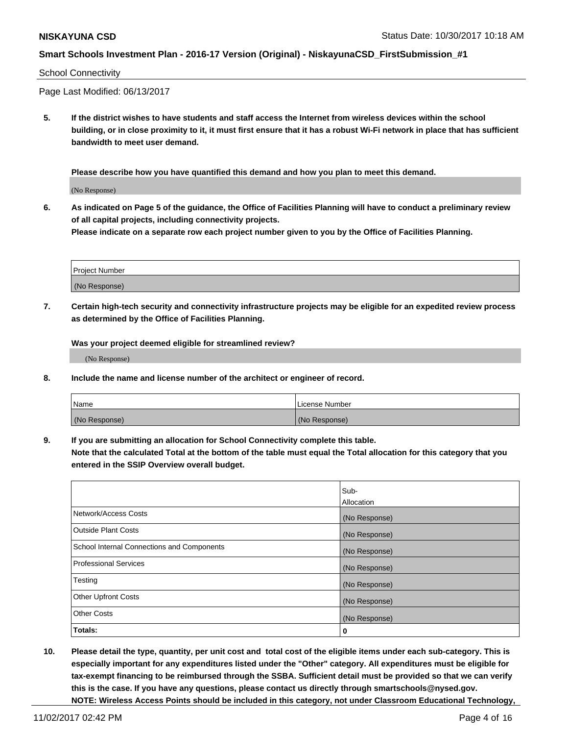School Connectivity

Page Last Modified: 06/13/2017

**5. If the district wishes to have students and staff access the Internet from wireless devices within the school building, or in close proximity to it, it must first ensure that it has a robust Wi-Fi network in place that has sufficient bandwidth to meet user demand.**

**Please describe how you have quantified this demand and how you plan to meet this demand.**

(No Response)

**6. As indicated on Page 5 of the guidance, the Office of Facilities Planning will have to conduct a preliminary review of all capital projects, including connectivity projects.**
**Please indicate on a separate row each project number given to you by the Office of Facilities Planning.**

| Project Number |
| --- |
| (No Response) |

**7. Certain high-tech security and connectivity infrastructure projects may be eligible for an expedited review process as determined by the Office of Facilities Planning.**

**Was your project deemed eligible for streamlined review?**

(No Response)

**8. Include the name and license number of the architect or engineer of record.**

| Name | License Number |
| --- | --- |
| (No Response) | (No Response) |

**9. If you are submitting an allocation for School Connectivity complete this table.**
**Note that the calculated Total at the bottom of the table must equal the Total allocation for this category that you entered in the SSIP Overview overall budget.**

| | Sub-Allocation |
| --- | --- |
| Network/Access Costs | (No Response) |
| Outside Plant Costs | (No Response) |
| School Internal Connections and Components | (No Response) |
| Professional Services | (No Response) |
| Testing | (No Response) |
| Other Upfront Costs | (No Response) |
| Other Costs | (No Response) |
| **Totals:** | **0** |

**10. Please detail the type, quantity, per unit cost and total cost of the eligible items under each sub-category. This is especially important for any expenditures listed under the "Other" category. All expenditures must be eligible for tax-exempt financing to be reimbursed through the SSBA. Sufficient detail must be provided so that we can verify this is the case. If you have any questions, please contact us directly through smartschools@nysed.gov.**
**NOTE: Wireless Access Points should be included in this category, not under Classroom Educational Technology,**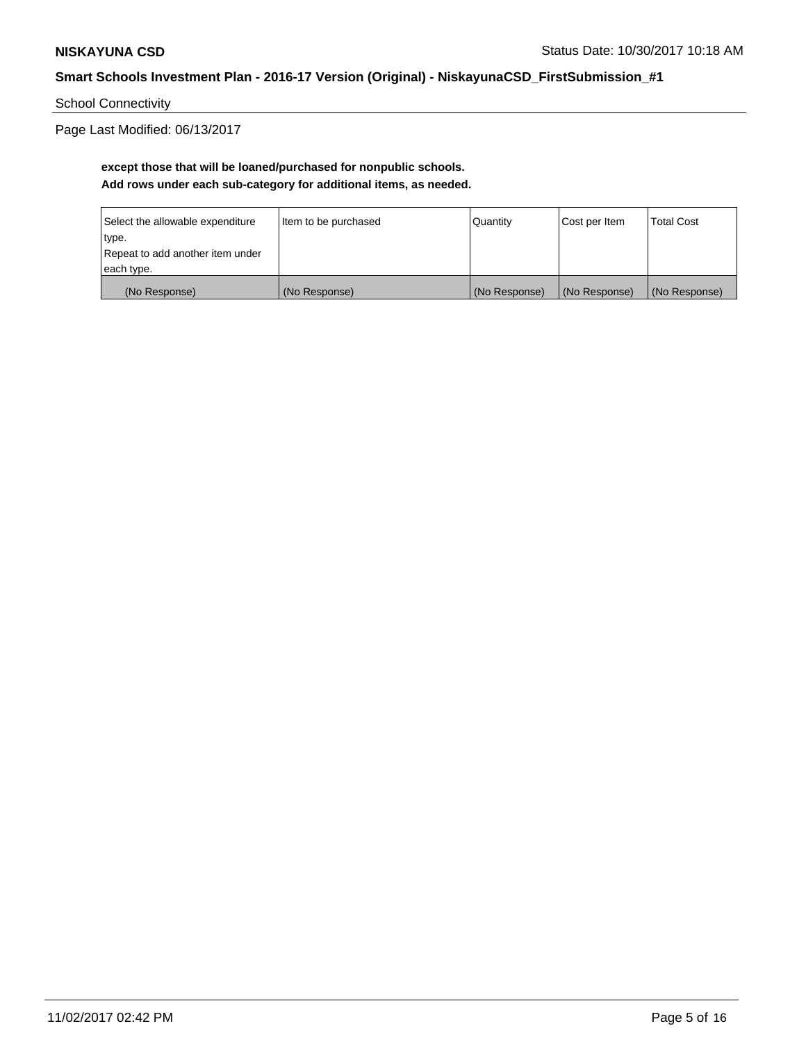School Connectivity

Page Last Modified: 06/13/2017

**except those that will be loaned/purchased for nonpublic schools.**
**Add rows under each sub-category for additional items, as needed.**

| Select the allowable expenditure type. Repeat to add another item under each type. | Item to be purchased | Quantity | Cost per Item | Total Cost |
|---|---|---|---|---|
| (No Response) | (No Response) | (No Response) | (No Response) | (No Response) |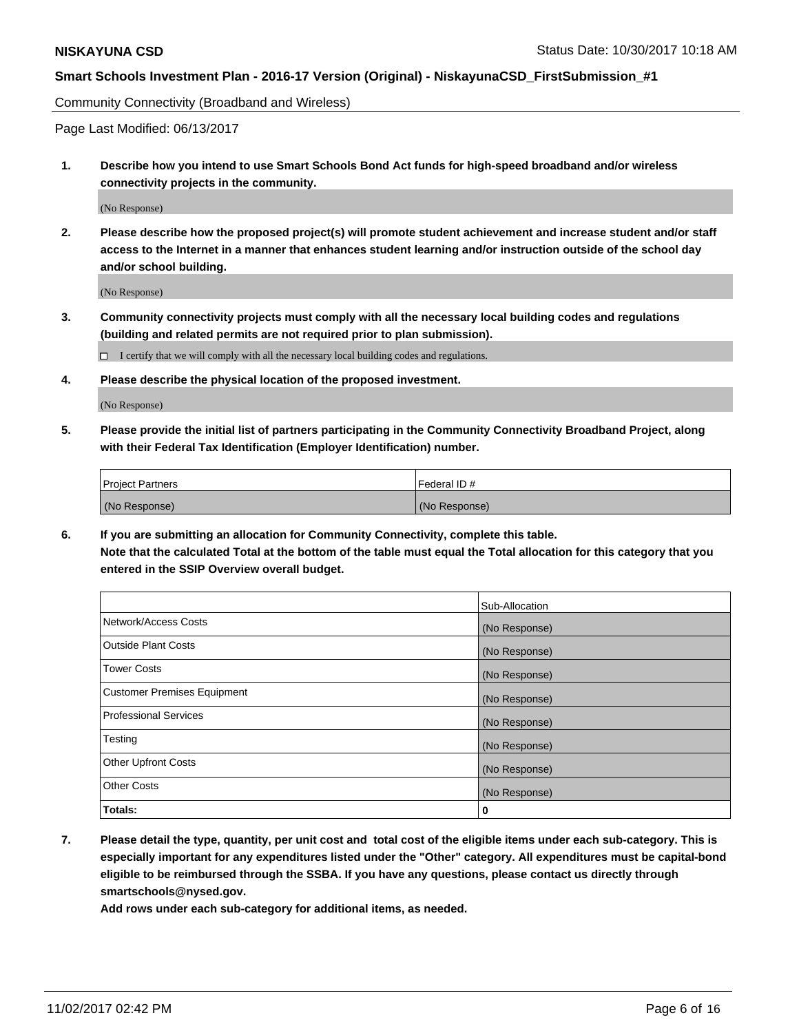Community Connectivity (Broadband and Wireless)

Page Last Modified: 06/13/2017

**1. Describe how you intend to use Smart Schools Bond Act funds for high-speed broadband and/or wireless connectivity projects in the community.**

(No Response)

**2. Please describe how the proposed project(s) will promote student achievement and increase student and/or staff access to the Internet in a manner that enhances student learning and/or instruction outside of the school day and/or school building.**

(No Response)

**3. Community connectivity projects must comply with all the necessary local building codes and regulations (building and related permits are not required prior to plan submission).**

☐ I certify that we will comply with all the necessary local building codes and regulations.

**4. Please describe the physical location of the proposed investment.**

(No Response)

**5. Please provide the initial list of partners participating in the Community Connectivity Broadband Project, along with their Federal Tax Identification (Employer Identification) number.**

| Project Partners | Federal ID # |
|---|---|
| (No Response) | (No Response) |

**6. If you are submitting an allocation for Community Connectivity, complete this table. Note that the calculated Total at the bottom of the table must equal the Total allocation for this category that you entered in the SSIP Overview overall budget.**

| | Sub-Allocation |
|---|---|
| Network/Access Costs | (No Response) |
| Outside Plant Costs | (No Response) |
| Tower Costs | (No Response) |
| Customer Premises Equipment | (No Response) |
| Professional Services | (No Response) |
| Testing | (No Response) |
| Other Upfront Costs | (No Response) |
| Other Costs | (No Response) |
| **Totals:** | **0** |

**7. Please detail the type, quantity, per unit cost and total cost of the eligible items under each sub-category. This is especially important for any expenditures listed under the "Other" category. All expenditures must be capital-bond eligible to be reimbursed through the SSBA. If you have any questions, please contact us directly through smartschools@nysed.gov.**

**Add rows under each sub-category for additional items, as needed.**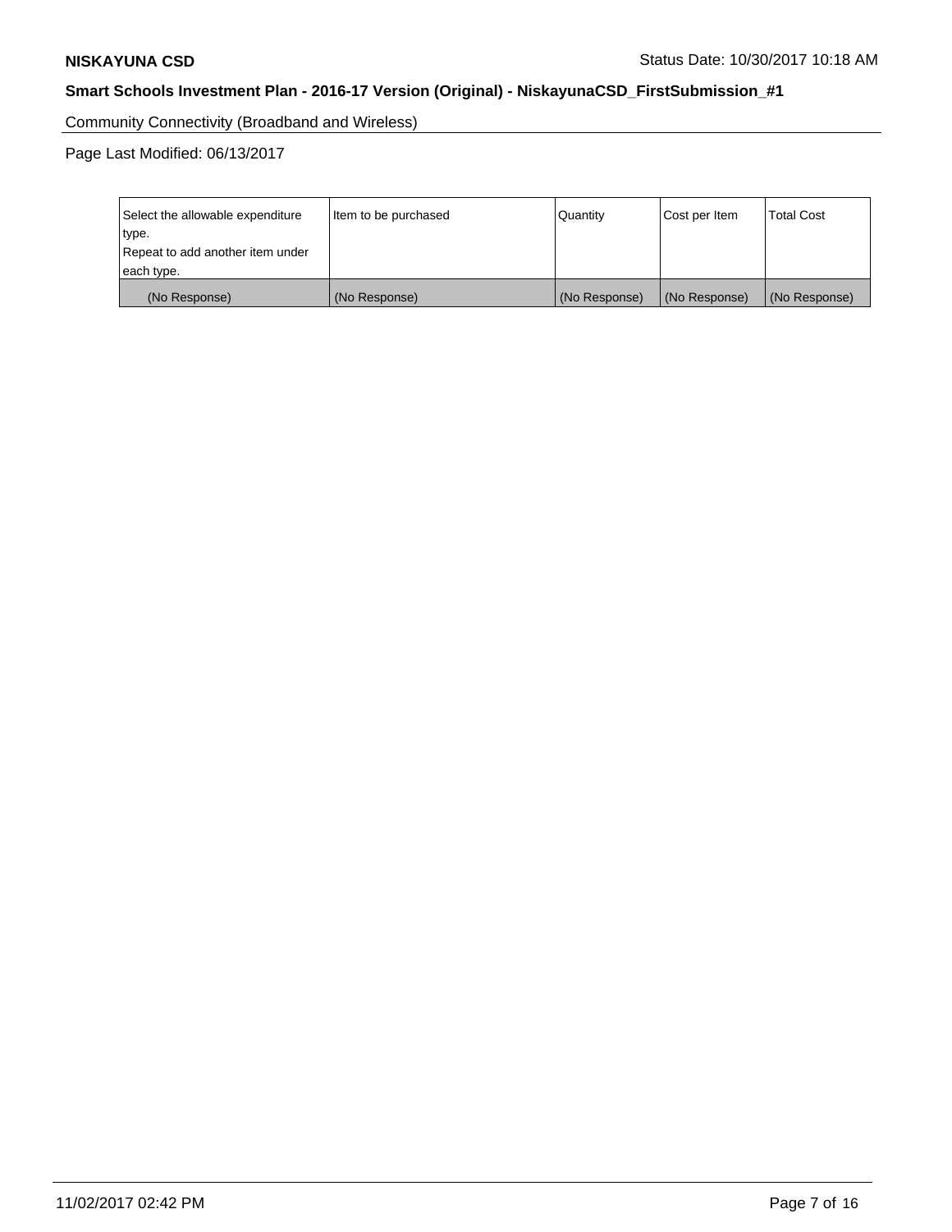Community Connectivity (Broadband and Wireless)

Page Last Modified: 06/13/2017

| Select the allowable expenditure type.<br>Repeat to add another item under each type. | Item to be purchased | Quantity | Cost per Item | Total Cost |
|---|---|---|---|---|
| (No Response) | (No Response) | (No Response) | (No Response) | (No Response) |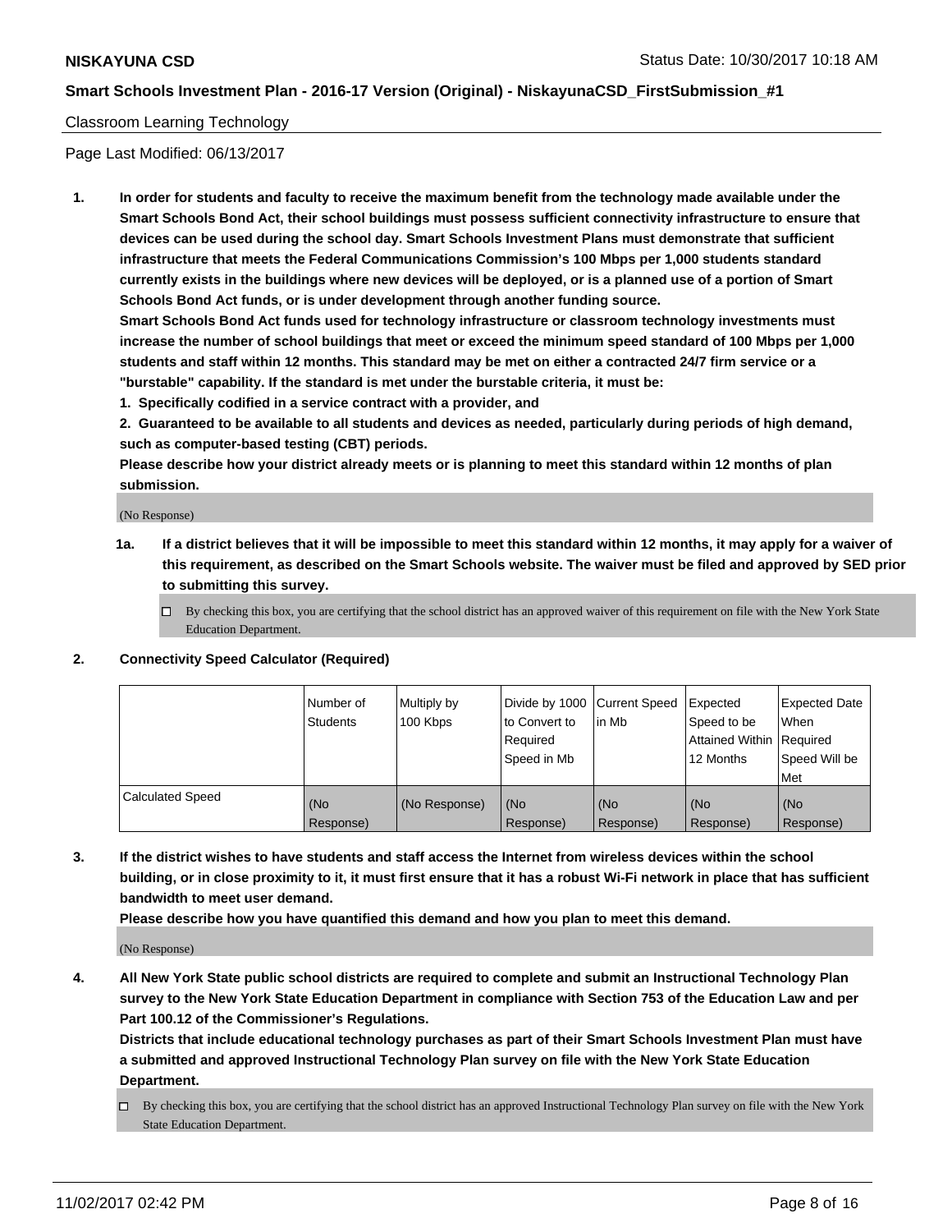## Classroom Learning Technology

Page Last Modified: 06/13/2017

**1. In order for students and faculty to receive the maximum benefit from the technology made available under the Smart Schools Bond Act, their school buildings must possess sufficient connectivity infrastructure to ensure that devices can be used during the school day. Smart Schools Investment Plans must demonstrate that sufficient infrastructure that meets the Federal Communications Commission's 100 Mbps per 1,000 students standard currently exists in the buildings where new devices will be deployed, or is a planned use of a portion of Smart Schools Bond Act funds, or is under development through another funding source.**

**Smart Schools Bond Act funds used for technology infrastructure or classroom technology investments must increase the number of school buildings that meet or exceed the minimum speed standard of 100 Mbps per 1,000 students and staff within 12 months. This standard may be met on either a contracted 24/7 firm service or a "burstable" capability. If the standard is met under the burstable criteria, it must be:**

**1. Specifically codified in a service contract with a provider, and**

**2. Guaranteed to be available to all students and devices as needed, particularly during periods of high demand, such as computer-based testing (CBT) periods.**

**Please describe how your district already meets or is planning to meet this standard within 12 months of plan submission.**

(No Response)

**1a. If a district believes that it will be impossible to meet this standard within 12 months, it may apply for a waiver of this requirement, as described on the Smart Schools website. The waiver must be filed and approved by SED prior to submitting this survey.**

- ☐ By checking this box, you are certifying that the school district has an approved waiver of this requirement on file with the New York State Education Department.

**2. Connectivity Speed Calculator (Required)**

| | Number of Students | Multiply by 100 Kbps | Divide by 1000 to Convert to Required Speed in Mb | Current Speed in Mb | Expected Speed to be Attained Within 12 Months | Expected Date When Required Speed Will be Met |
|---|---|---|---|---|---|---|
| Calculated Speed | (No Response) | (No Response) | (No Response) | (No Response) | (No Response) | (No Response) |

**3. If the district wishes to have students and staff access the Internet from wireless devices within the school building, or in close proximity to it, it must first ensure that it has a robust Wi-Fi network in place that has sufficient bandwidth to meet user demand.**

**Please describe how you have quantified this demand and how you plan to meet this demand.**

(No Response)

**4. All New York State public school districts are required to complete and submit an Instructional Technology Plan survey to the New York State Education Department in compliance with Section 753 of the Education Law and per Part 100.12 of the Commissioner's Regulations.**

**Districts that include educational technology purchases as part of their Smart Schools Investment Plan must have a submitted and approved Instructional Technology Plan survey on file with the New York State Education Department.**

- ☐ By checking this box, you are certifying that the school district has an approved Instructional Technology Plan survey on file with the New York State Education Department.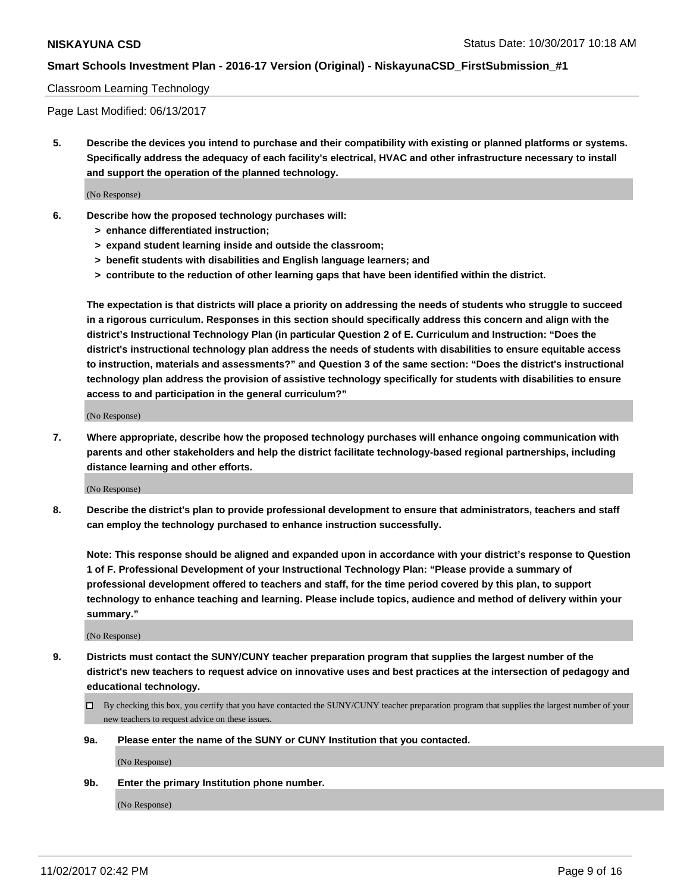Classroom Learning Technology

Page Last Modified: 06/13/2017

**5. Describe the devices you intend to purchase and their compatibility with existing or planned platforms or systems. Specifically address the adequacy of each facility's electrical, HVAC and other infrastructure necessary to install and support the operation of the planned technology.**

(No Response)

**6. Describe how the proposed technology purchases will:**
- **> enhance differentiated instruction;**
- **> expand student learning inside and outside the classroom;**
- **> benefit students with disabilities and English language learners; and**
- **> contribute to the reduction of other learning gaps that have been identified within the district.**

**The expectation is that districts will place a priority on addressing the needs of students who struggle to succeed in a rigorous curriculum. Responses in this section should specifically address this concern and align with the district's Instructional Technology Plan (in particular Question 2 of E. Curriculum and Instruction: "Does the district's instructional technology plan address the needs of students with disabilities to ensure equitable access to instruction, materials and assessments?" and Question 3 of the same section: "Does the district's instructional technology plan address the provision of assistive technology specifically for students with disabilities to ensure access to and participation in the general curriculum?"**

(No Response)

**7. Where appropriate, describe how the proposed technology purchases will enhance ongoing communication with parents and other stakeholders and help the district facilitate technology-based regional partnerships, including distance learning and other efforts.**

(No Response)

**8. Describe the district's plan to provide professional development to ensure that administrators, teachers and staff can employ the technology purchased to enhance instruction successfully.**

**Note: This response should be aligned and expanded upon in accordance with your district's response to Question 1 of F. Professional Development of your Instructional Technology Plan: "Please provide a summary of professional development offered to teachers and staff, for the time period covered by this plan, to support technology to enhance teaching and learning. Please include topics, audience and method of delivery within your summary."**

(No Response)

**9. Districts must contact the SUNY/CUNY teacher preparation program that supplies the largest number of the district's new teachers to request advice on innovative uses and best practices at the intersection of pedagogy and educational technology.**

☐ By checking this box, you certify that you have contacted the SUNY/CUNY teacher preparation program that supplies the largest number of your new teachers to request advice on these issues.

**9a. Please enter the name of the SUNY or CUNY Institution that you contacted.**

(No Response)

**9b. Enter the primary Institution phone number.**

(No Response)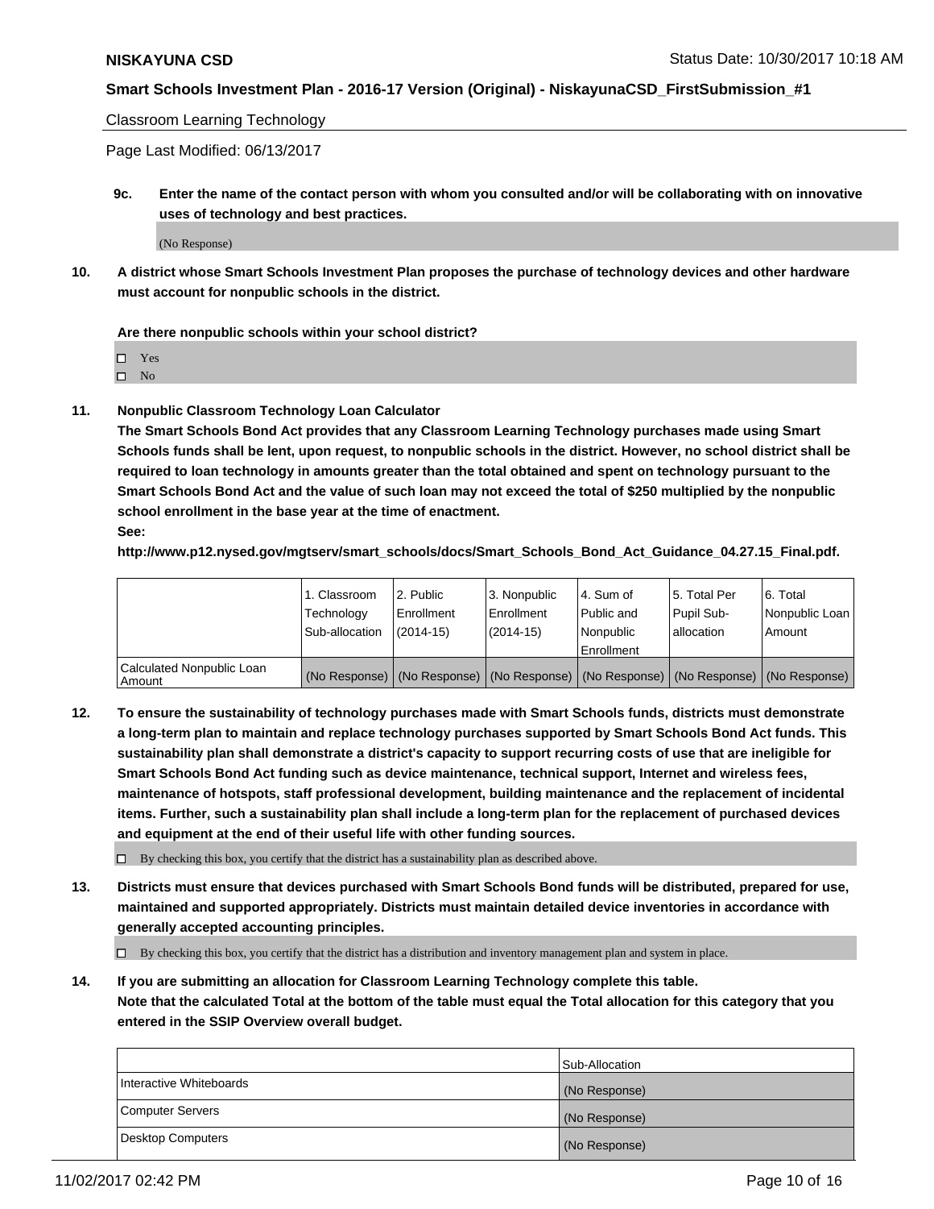Classroom Learning Technology

Page Last Modified: 06/13/2017

**9c. Enter the name of the contact person with whom you consulted and/or will be collaborating with on innovative uses of technology and best practices.**

(No Response)

**10. A district whose Smart Schools Investment Plan proposes the purchase of technology devices and other hardware must account for nonpublic schools in the district.**

**Are there nonpublic schools within your school district?**

- ☐ Yes
- ☐ No

**11. Nonpublic Classroom Technology Loan Calculator**

**The Smart Schools Bond Act provides that any Classroom Learning Technology purchases made using Smart Schools funds shall be lent, upon request, to nonpublic schools in the district. However, no school district shall be required to loan technology in amounts greater than the total obtained and spent on technology pursuant to the Smart Schools Bond Act and the value of such loan may not exceed the total of $250 multiplied by the nonpublic school enrollment in the base year at the time of enactment.**

**See:**

**http://www.p12.nysed.gov/mgtserv/smart_schools/docs/Smart_Schools_Bond_Act_Guidance_04.27.15_Final.pdf.**

| | 1. Classroom Technology Sub-allocation | 2. Public Enrollment (2014-15) | 3. Nonpublic Enrollment (2014-15) | 4. Sum of Public and Nonpublic Enrollment | 5. Total Per Pupil Sub-allocation | 6. Total Nonpublic Loan Amount |
|---|---|---|---|---|---|---|
| Calculated Nonpublic Loan Amount | (No Response) | (No Response) | (No Response) | (No Response) | (No Response) | (No Response) |

**12. To ensure the sustainability of technology purchases made with Smart Schools funds, districts must demonstrate a long-term plan to maintain and replace technology purchases supported by Smart Schools Bond Act funds. This sustainability plan shall demonstrate a district's capacity to support recurring costs of use that are ineligible for Smart Schools Bond Act funding such as device maintenance, technical support, Internet and wireless fees, maintenance of hotspots, staff professional development, building maintenance and the replacement of incidental items. Further, such a sustainability plan shall include a long-term plan for the replacement of purchased devices and equipment at the end of their useful life with other funding sources.**

☐ By checking this box, you certify that the district has a sustainability plan as described above.

**13. Districts must ensure that devices purchased with Smart Schools Bond funds will be distributed, prepared for use, maintained and supported appropriately. Districts must maintain detailed device inventories in accordance with generally accepted accounting principles.**

☐ By checking this box, you certify that the district has a distribution and inventory management plan and system in place.

**14. If you are submitting an allocation for Classroom Learning Technology complete this table.**
**Note that the calculated Total at the bottom of the table must equal the Total allocation for this category that you entered in the SSIP Overview overall budget.**

| | Sub-Allocation |
|---|---|
| Interactive Whiteboards | (No Response) |
| Computer Servers | (No Response) |
| Desktop Computers | (No Response) |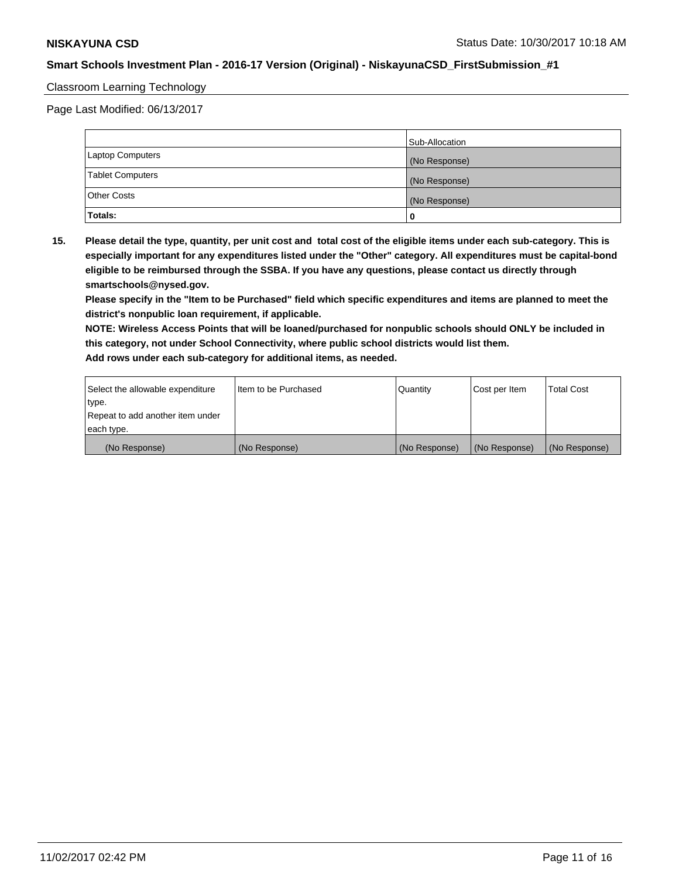Classroom Learning Technology

Page Last Modified: 06/13/2017

| | Sub-Allocation |
|---|---|
| Laptop Computers | (No Response) |
| Tablet Computers | (No Response) |
| Other Costs | (No Response) |
| **Totals:** | **0** |

**15. Please detail the type, quantity, per unit cost and total cost of the eligible items under each sub-category. This is especially important for any expenditures listed under the "Other" category. All expenditures must be capital-bond eligible to be reimbursed through the SSBA. If you have any questions, please contact us directly through smartschools@nysed.gov.**

**Please specify in the "Item to be Purchased" field which specific expenditures and items are planned to meet the district's nonpublic loan requirement, if applicable.**

**NOTE: Wireless Access Points that will be loaned/purchased for nonpublic schools should ONLY be included in this category, not under School Connectivity, where public school districts would list them.**

**Add rows under each sub-category for additional items, as needed.**

| Select the allowable expenditure type. Repeat to add another item under each type. | Item to be Purchased | Quantity | Cost per Item | Total Cost |
|---|---|---|---|---|
| (No Response) | (No Response) | (No Response) | (No Response) | (No Response) |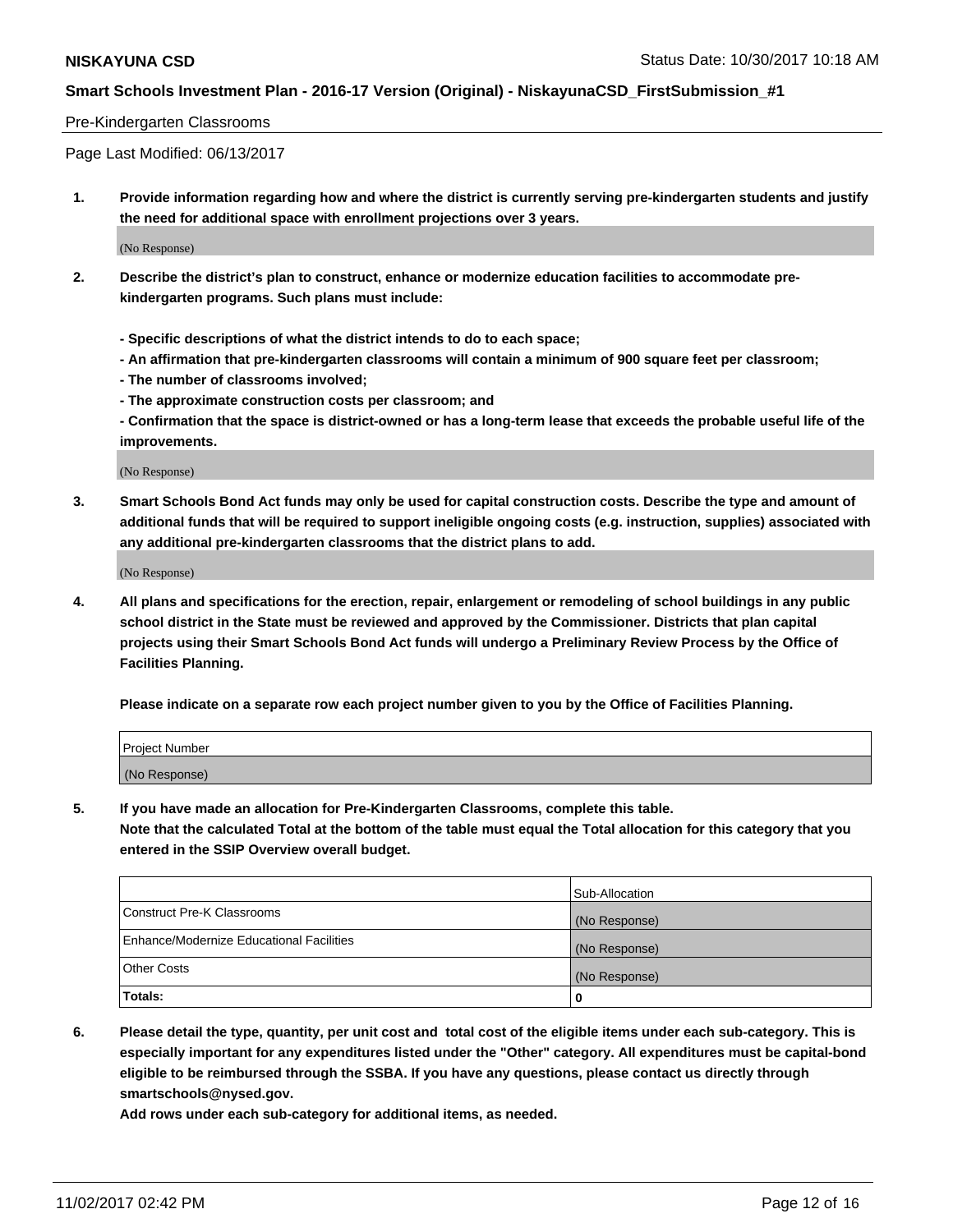Pre-Kindergarten Classrooms

Page Last Modified: 06/13/2017

**1. Provide information regarding how and where the district is currently serving pre-kindergarten students and justify the need for additional space with enrollment projections over 3 years.**

(No Response)

**2. Describe the district's plan to construct, enhance or modernize education facilities to accommodate pre-kindergarten programs. Such plans must include:**

**- Specific descriptions of what the district intends to do to each space;**
**- An affirmation that pre-kindergarten classrooms will contain a minimum of 900 square feet per classroom;**
**- The number of classrooms involved;**
**- The approximate construction costs per classroom; and**
**- Confirmation that the space is district-owned or has a long-term lease that exceeds the probable useful life of the improvements.**

(No Response)

**3. Smart Schools Bond Act funds may only be used for capital construction costs. Describe the type and amount of additional funds that will be required to support ineligible ongoing costs (e.g. instruction, supplies) associated with any additional pre-kindergarten classrooms that the district plans to add.**

(No Response)

**4. All plans and specifications for the erection, repair, enlargement or remodeling of school buildings in any public school district in the State must be reviewed and approved by the Commissioner. Districts that plan capital projects using their Smart Schools Bond Act funds will undergo a Preliminary Review Process by the Office of Facilities Planning.**

**Please indicate on a separate row each project number given to you by the Office of Facilities Planning.**

| Project Number |
|---|
| (No Response) |

**5. If you have made an allocation for Pre-Kindergarten Classrooms, complete this table.**
**Note that the calculated Total at the bottom of the table must equal the Total allocation for this category that you entered in the SSIP Overview overall budget.**

| | Sub-Allocation |
|---|---|
| Construct Pre-K Classrooms | (No Response) |
| Enhance/Modernize Educational Facilities | (No Response) |
| Other Costs | (No Response) |
| **Totals:** | **0** |

**6. Please detail the type, quantity, per unit cost and total cost of the eligible items under each sub-category. This is especially important for any expenditures listed under the "Other" category. All expenditures must be capital-bond eligible to be reimbursed through the SSBA. If you have any questions, please contact us directly through smartschools@nysed.gov.**
**Add rows under each sub-category for additional items, as needed.**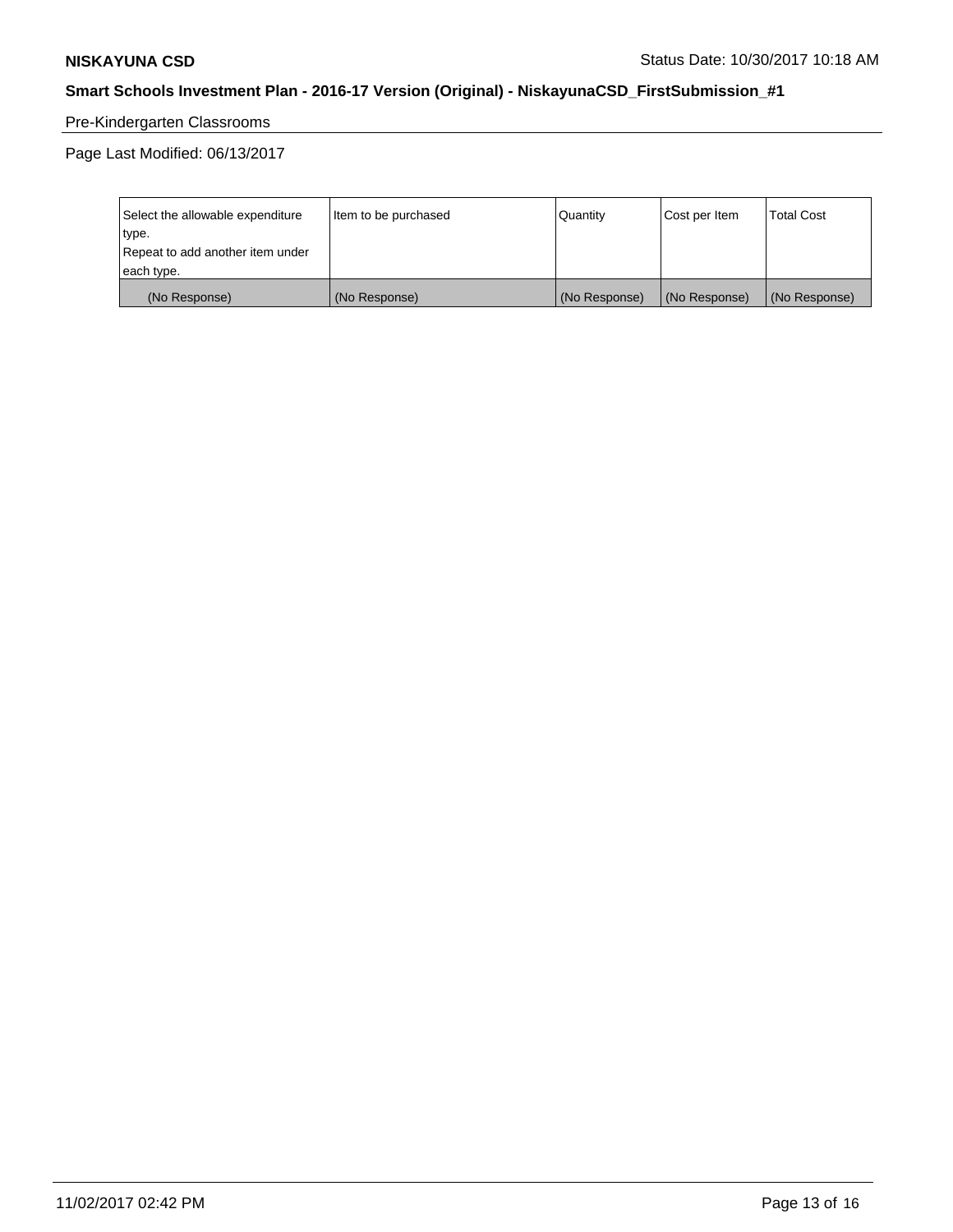Pre-Kindergarten Classrooms

Page Last Modified: 06/13/2017

| Select the allowable expenditure type. Repeat to add another item under each type. | Item to be purchased | Quantity | Cost per Item | Total Cost |
| --- | --- | --- | --- | --- |
| (No Response) | (No Response) | (No Response) | (No Response) | (No Response) |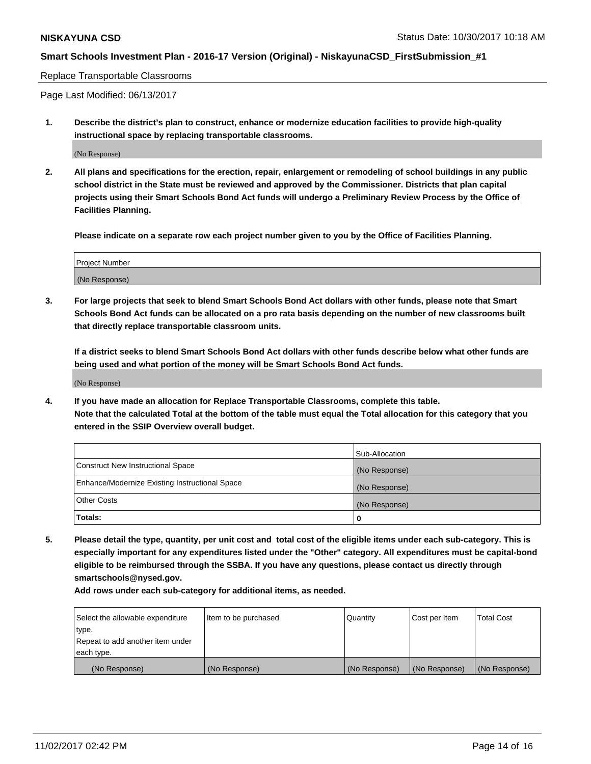Replace Transportable Classrooms

Page Last Modified: 06/13/2017

**1. Describe the district's plan to construct, enhance or modernize education facilities to provide high-quality instructional space by replacing transportable classrooms.**

(No Response)

**2. All plans and specifications for the erection, repair, enlargement or remodeling of school buildings in any public school district in the State must be reviewed and approved by the Commissioner. Districts that plan capital projects using their Smart Schools Bond Act funds will undergo a Preliminary Review Process by the Office of Facilities Planning.**

**Please indicate on a separate row each project number given to you by the Office of Facilities Planning.**

| Project Number |
| --- |
| (No Response) |

**3. For large projects that seek to blend Smart Schools Bond Act dollars with other funds, please note that Smart Schools Bond Act funds can be allocated on a pro rata basis depending on the number of new classrooms built that directly replace transportable classroom units.**

**If a district seeks to blend Smart Schools Bond Act dollars with other funds describe below what other funds are being used and what portion of the money will be Smart Schools Bond Act funds.**

(No Response)

**4. If you have made an allocation for Replace Transportable Classrooms, complete this table.**
**Note that the calculated Total at the bottom of the table must equal the Total allocation for this category that you entered in the SSIP Overview overall budget.**

| | Sub-Allocation |
| --- | --- |
| Construct New Instructional Space | (No Response) |
| Enhance/Modernize Existing Instructional Space | (No Response) |
| Other Costs | (No Response) |
| **Totals:** | **0** |

**5. Please detail the type, quantity, per unit cost and total cost of the eligible items under each sub-category. This is especially important for any expenditures listed under the "Other" category. All expenditures must be capital-bond eligible to be reimbursed through the SSBA. If you have any questions, please contact us directly through smartschools@nysed.gov.**

**Add rows under each sub-category for additional items, as needed.**

| Select the allowable expenditure type. Repeat to add another item under each type. | Item to be purchased | Quantity | Cost per Item | Total Cost |
| --- | --- | --- | --- | --- |
| (No Response) | (No Response) | (No Response) | (No Response) | (No Response) |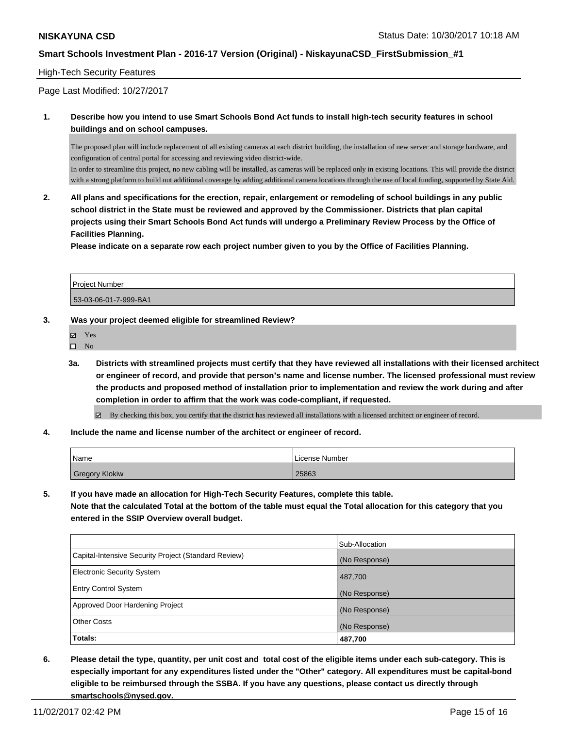High-Tech Security Features

Page Last Modified: 10/27/2017

**1. Describe how you intend to use Smart Schools Bond Act funds to install high-tech security features in school buildings and on school campuses.**

The proposed plan will include replacement of all existing cameras at each district building, the installation of new server and storage hardware, and configuration of central portal for accessing and reviewing video district-wide.
In order to streamline this project, no new cabling will be installed, as cameras will be replaced only in existing locations. This will provide the district with a strong platform to build out additional coverage by adding additional camera locations through the use of local funding, supported by State Aid.

**2. All plans and specifications for the erection, repair, enlargement or remodeling of school buildings in any public school district in the State must be reviewed and approved by the Commissioner. Districts that plan capital projects using their Smart Schools Bond Act funds will undergo a Preliminary Review Process by the Office of Facilities Planning.**
**Please indicate on a separate row each project number given to you by the Office of Facilities Planning.**

| Project Number |
|---|
| 53-03-06-01-7-999-BA1 |

**3. Was your project deemed eligible for streamlined Review?**

- ☑ Yes
- ☐ No

**3a. Districts with streamlined projects must certify that they have reviewed all installations with their licensed architect or engineer of record, and provide that person's name and license number. The licensed professional must review the products and proposed method of installation prior to implementation and review the work during and after completion in order to affirm that the work was code-compliant, if requested.**

- ☑ By checking this box, you certify that the district has reviewed all installations with a licensed architect or engineer of record.

**4. Include the name and license number of the architect or engineer of record.**

| Name | License Number |
|---|---|
| Gregory Klokiw | 25863 |

**5. If you have made an allocation for High-Tech Security Features, complete this table.**
**Note that the calculated Total at the bottom of the table must equal the Total allocation for this category that you entered in the SSIP Overview overall budget.**

| | Sub-Allocation |
|---|---|
| Capital-Intensive Security Project (Standard Review) | (No Response) |
| Electronic Security System | 487,700 |
| Entry Control System | (No Response) |
| Approved Door Hardening Project | (No Response) |
| Other Costs | (No Response) |
| **Totals:** | **487,700** |

**6. Please detail the type, quantity, per unit cost and total cost of the eligible items under each sub-category. This is especially important for any expenditures listed under the "Other" category. All expenditures must be capital-bond eligible to be reimbursed through the SSBA. If you have any questions, please contact us directly through smartschools@nysed.gov.**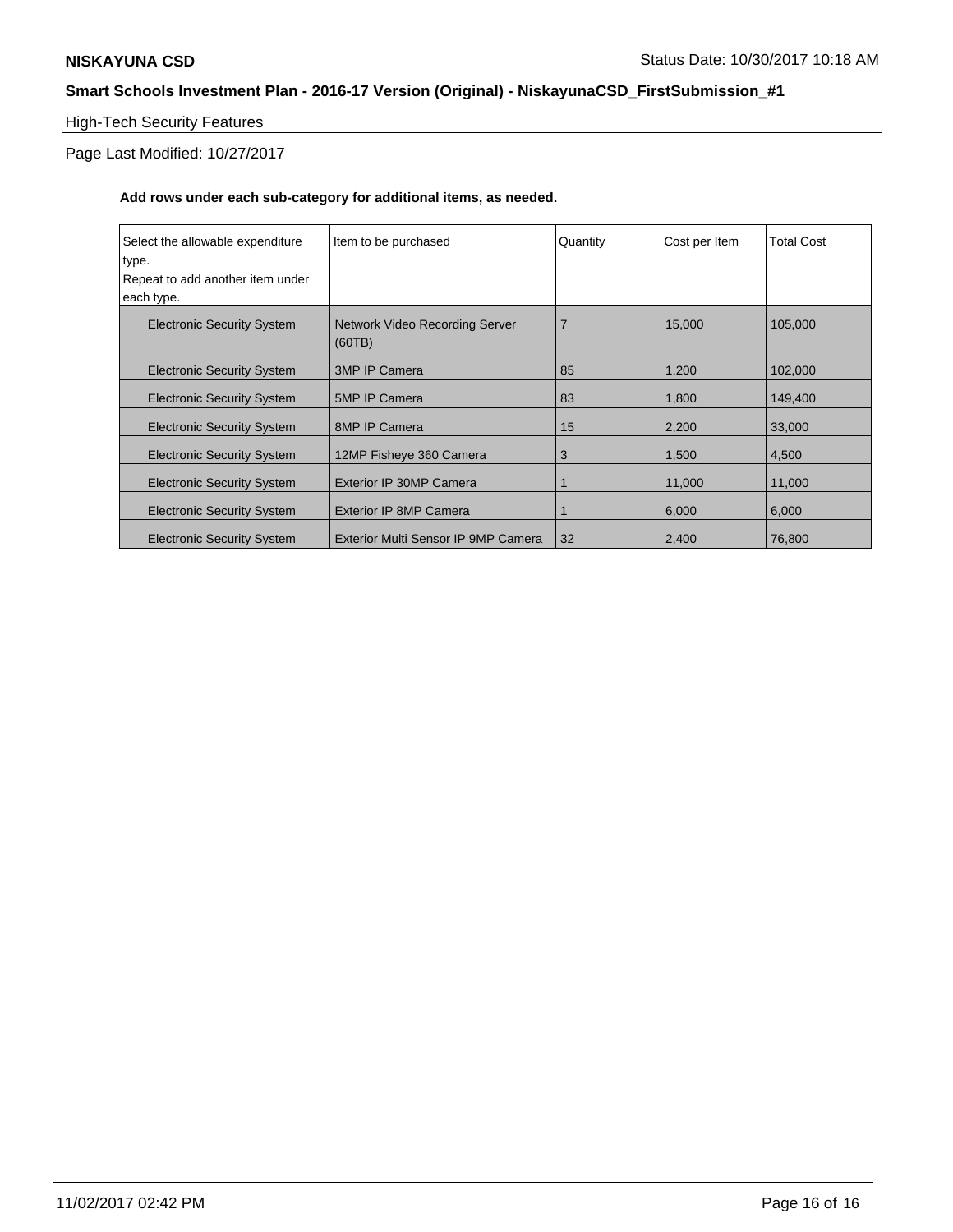High-Tech Security Features

Page Last Modified: 10/27/2017

**Add rows under each sub-category for additional items, as needed.**

| Select the allowable expenditure type. Repeat to add another item under each type. | Item to be purchased | Quantity | Cost per Item | Total Cost |
|---|---|---|---|---|
| Electronic Security System | Network Video Recording Server (60TB) | 7 | 15,000 | 105,000 |
| Electronic Security System | 3MP IP Camera | 85 | 1,200 | 102,000 |
| Electronic Security System | 5MP IP Camera | 83 | 1,800 | 149,400 |
| Electronic Security System | 8MP IP Camera | 15 | 2,200 | 33,000 |
| Electronic Security System | 12MP Fisheye 360 Camera | 3 | 1,500 | 4,500 |
| Electronic Security System | Exterior IP 30MP Camera | 1 | 11,000 | 11,000 |
| Electronic Security System | Exterior IP 8MP Camera | 1 | 6,000 | 6,000 |
| Electronic Security System | Exterior Multi Sensor IP 9MP Camera | 32 | 2,400 | 76,800 |